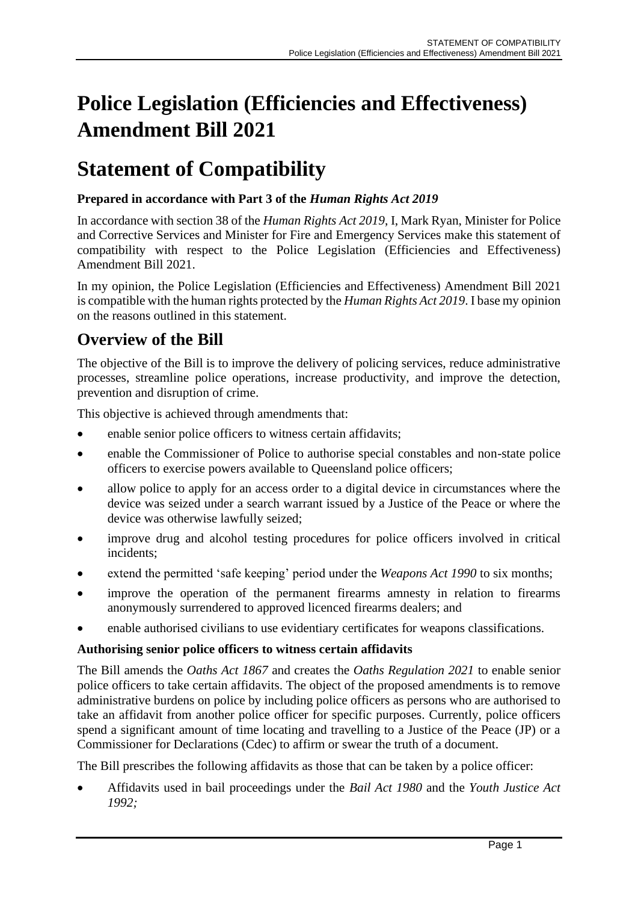# Police Legislation (Efficiencies and Effectiveness) Amendment Bill 2021

# Statement of Compatibility

**Prepared in accordance with Part 3 of the *Human Rights Act 2019***

In accordance with section 38 of the *Human Rights Act 2019*, I, Mark Ryan, Minister for Police and Corrective Services and Minister for Fire and Emergency Services make this statement of compatibility with respect to the Police Legislation (Efficiencies and Effectiveness) Amendment Bill 2021.

In my opinion, the Police Legislation (Efficiencies and Effectiveness) Amendment Bill 2021 is compatible with the human rights protected by the *Human Rights Act 2019*. I base my opinion on the reasons outlined in this statement.

## Overview of the Bill

The objective of the Bill is to improve the delivery of policing services, reduce administrative processes, streamline police operations, increase productivity, and improve the detection, prevention and disruption of crime.

This objective is achieved through amendments that:

- enable senior police officers to witness certain affidavits;
- enable the Commissioner of Police to authorise special constables and non-state police officers to exercise powers available to Queensland police officers;
- allow police to apply for an access order to a digital device in circumstances where the device was seized under a search warrant issued by a Justice of the Peace or where the device was otherwise lawfully seized;
- improve drug and alcohol testing procedures for police officers involved in critical incidents;
- extend the permitted 'safe keeping' period under the *Weapons Act 1990* to six months;
- improve the operation of the permanent firearms amnesty in relation to firearms anonymously surrendered to approved licenced firearms dealers; and
- enable authorised civilians to use evidentiary certificates for weapons classifications.

**Authorising senior police officers to witness certain affidavits**

The Bill amends the *Oaths Act 1867* and creates the *Oaths Regulation 2021* to enable senior police officers to take certain affidavits. The object of the proposed amendments is to remove administrative burdens on police by including police officers as persons who are authorised to take an affidavit from another police officer for specific purposes. Currently, police officers spend a significant amount of time locating and travelling to a Justice of the Peace (JP) or a Commissioner for Declarations (Cdec) to affirm or swear the truth of a document.

The Bill prescribes the following affidavits as those that can be taken by a police officer:

- Affidavits used in bail proceedings under the *Bail Act 1980* and the *Youth Justice Act 1992;*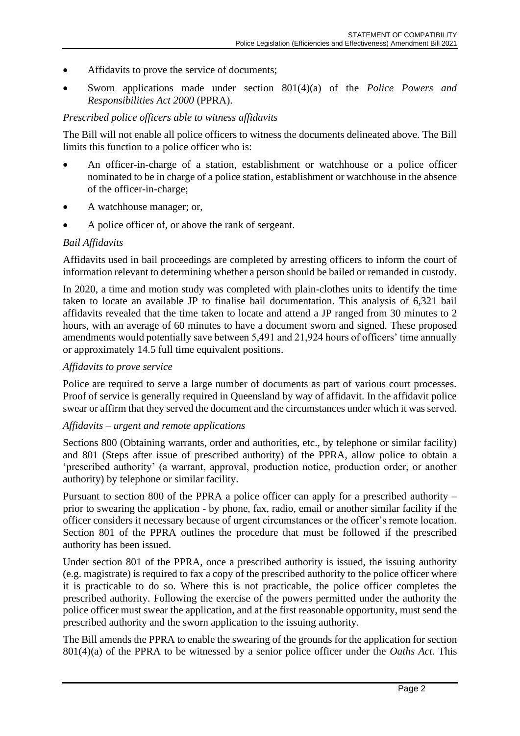- Affidavits to prove the service of documents;
- Sworn applications made under section 801(4)(a) of the *Police Powers and Responsibilities Act 2000* (PPRA).

*Prescribed police officers able to witness affidavits*

The Bill will not enable all police officers to witness the documents delineated above. The Bill limits this function to a police officer who is:

- An officer-in-charge of a station, establishment or watchhouse or a police officer nominated to be in charge of a police station, establishment or watchhouse in the absence of the officer-in-charge;
- A watchhouse manager; or,
- A police officer of, or above the rank of sergeant.

*Bail Affidavits*

Affidavits used in bail proceedings are completed by arresting officers to inform the court of information relevant to determining whether a person should be bailed or remanded in custody.

In 2020, a time and motion study was completed with plain-clothes units to identify the time taken to locate an available JP to finalise bail documentation. This analysis of 6,321 bail affidavits revealed that the time taken to locate and attend a JP ranged from 30 minutes to 2 hours, with an average of 60 minutes to have a document sworn and signed. These proposed amendments would potentially save between 5,491 and 21,924 hours of officers' time annually or approximately 14.5 full time equivalent positions.

*Affidavits to prove service*

Police are required to serve a large number of documents as part of various court processes. Proof of service is generally required in Queensland by way of affidavit. In the affidavit police swear or affirm that they served the document and the circumstances under which it was served.

*Affidavits – urgent and remote applications*

Sections 800 (Obtaining warrants, order and authorities, etc., by telephone or similar facility) and 801 (Steps after issue of prescribed authority) of the PPRA, allow police to obtain a 'prescribed authority' (a warrant, approval, production notice, production order, or another authority) by telephone or similar facility.

Pursuant to section 800 of the PPRA a police officer can apply for a prescribed authority – prior to swearing the application - by phone, fax, radio, email or another similar facility if the officer considers it necessary because of urgent circumstances or the officer's remote location. Section 801 of the PPRA outlines the procedure that must be followed if the prescribed authority has been issued.

Under section 801 of the PPRA, once a prescribed authority is issued, the issuing authority (e.g. magistrate) is required to fax a copy of the prescribed authority to the police officer where it is practicable to do so. Where this is not practicable, the police officer completes the prescribed authority. Following the exercise of the powers permitted under the authority the police officer must swear the application, and at the first reasonable opportunity, must send the prescribed authority and the sworn application to the issuing authority.

The Bill amends the PPRA to enable the swearing of the grounds for the application for section 801(4)(a) of the PPRA to be witnessed by a senior police officer under the *Oaths Act*. This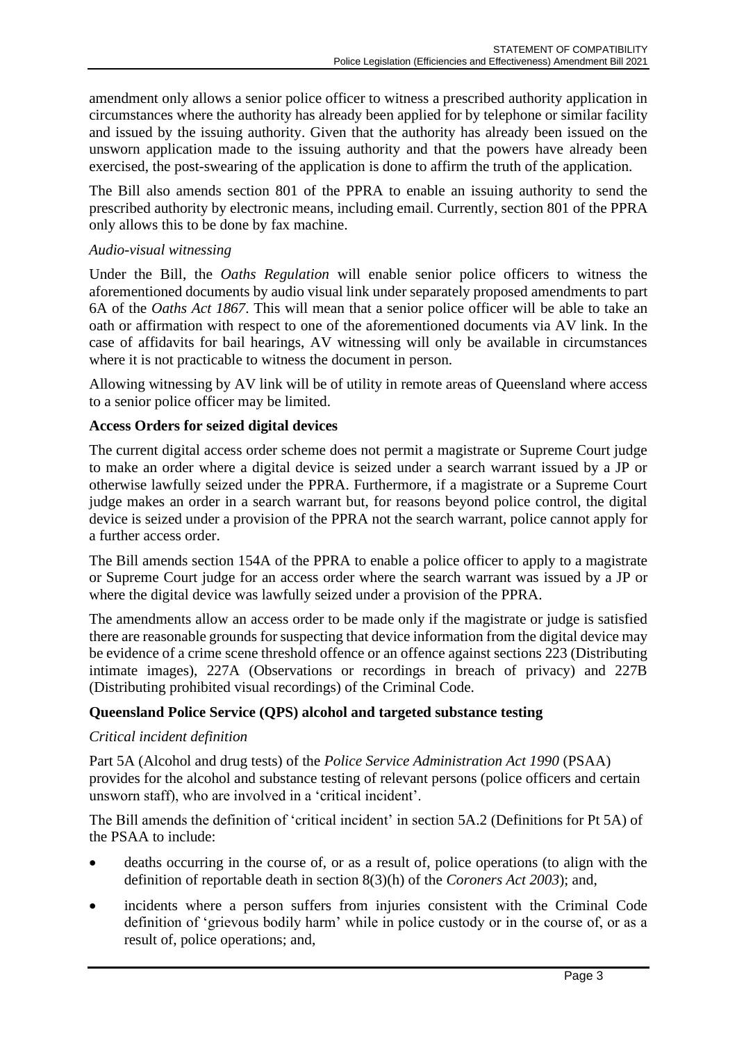amendment only allows a senior police officer to witness a prescribed authority application in circumstances where the authority has already been applied for by telephone or similar facility and issued by the issuing authority. Given that the authority has already been issued on the unsworn application made to the issuing authority and that the powers have already been exercised, the post-swearing of the application is done to affirm the truth of the application.

The Bill also amends section 801 of the PPRA to enable an issuing authority to send the prescribed authority by electronic means, including email. Currently, section 801 of the PPRA only allows this to be done by fax machine.

*Audio-visual witnessing*

Under the Bill, the *Oaths Regulation* will enable senior police officers to witness the aforementioned documents by audio visual link under separately proposed amendments to part 6A of the *Oaths Act 1867*. This will mean that a senior police officer will be able to take an oath or affirmation with respect to one of the aforementioned documents via AV link. In the case of affidavits for bail hearings, AV witnessing will only be available in circumstances where it is not practicable to witness the document in person.

Allowing witnessing by AV link will be of utility in remote areas of Queensland where access to a senior police officer may be limited.

**Access Orders for seized digital devices**

The current digital access order scheme does not permit a magistrate or Supreme Court judge to make an order where a digital device is seized under a search warrant issued by a JP or otherwise lawfully seized under the PPRA. Furthermore, if a magistrate or a Supreme Court judge makes an order in a search warrant but, for reasons beyond police control, the digital device is seized under a provision of the PPRA not the search warrant, police cannot apply for a further access order.

The Bill amends section 154A of the PPRA to enable a police officer to apply to a magistrate or Supreme Court judge for an access order where the search warrant was issued by a JP or where the digital device was lawfully seized under a provision of the PPRA.

The amendments allow an access order to be made only if the magistrate or judge is satisfied there are reasonable grounds for suspecting that device information from the digital device may be evidence of a crime scene threshold offence or an offence against sections 223 (Distributing intimate images), 227A (Observations or recordings in breach of privacy) and 227B (Distributing prohibited visual recordings) of the Criminal Code.

**Queensland Police Service (QPS) alcohol and targeted substance testing**

*Critical incident definition*

Part 5A (Alcohol and drug tests) of the *Police Service Administration Act 1990* (PSAA) provides for the alcohol and substance testing of relevant persons (police officers and certain unsworn staff), who are involved in a 'critical incident'.

The Bill amends the definition of 'critical incident' in section 5A.2 (Definitions for Pt 5A) of the PSAA to include:

- deaths occurring in the course of, or as a result of, police operations (to align with the definition of reportable death in section 8(3)(h) of the *Coroners Act 2003*); and,
- incidents where a person suffers from injuries consistent with the Criminal Code definition of 'grievous bodily harm' while in police custody or in the course of, or as a result of, police operations; and,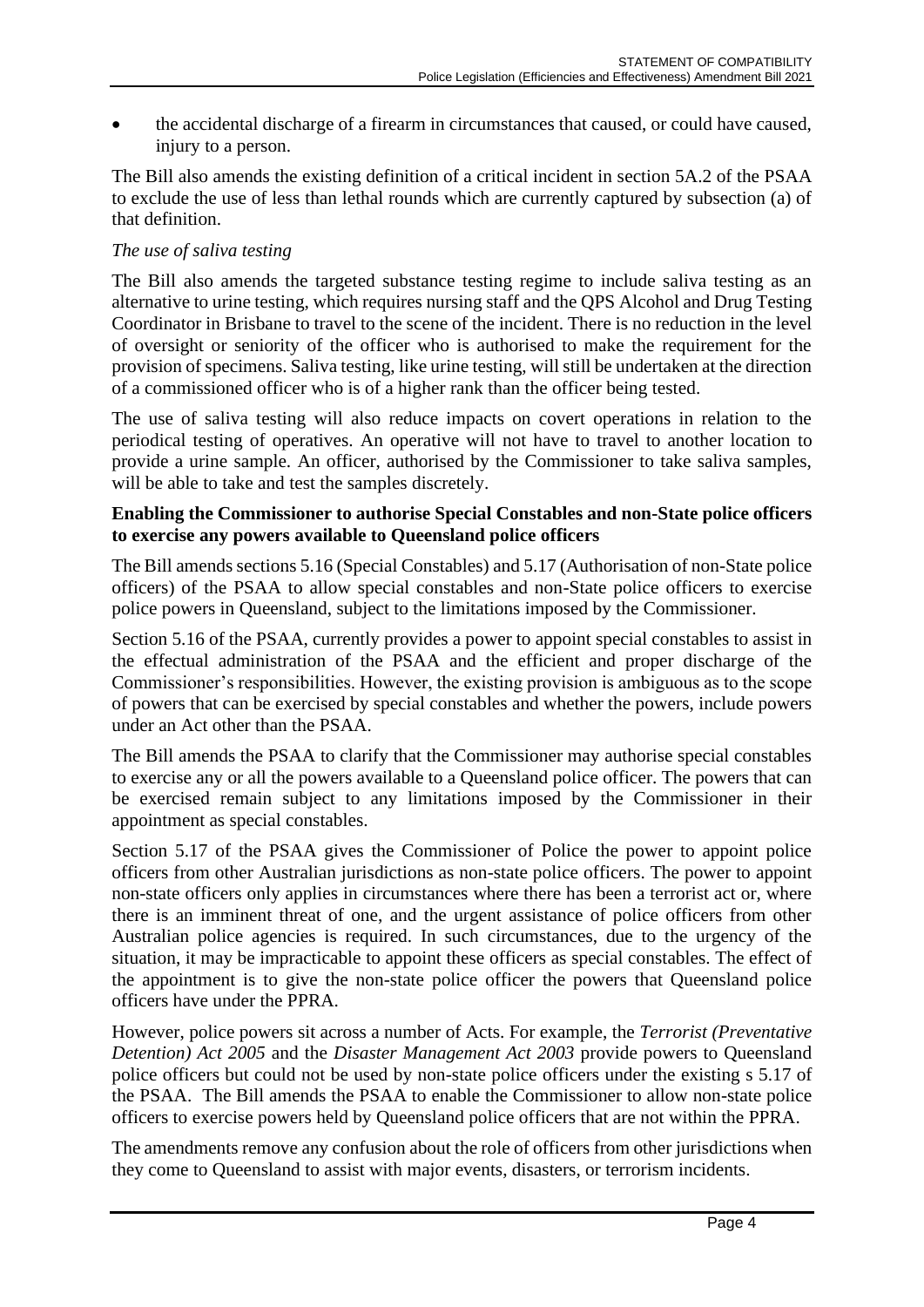- the accidental discharge of a firearm in circumstances that caused, or could have caused, injury to a person.

The Bill also amends the existing definition of a critical incident in section 5A.2 of the PSAA to exclude the use of less than lethal rounds which are currently captured by subsection (a) of that definition.

*The use of saliva testing*

The Bill also amends the targeted substance testing regime to include saliva testing as an alternative to urine testing, which requires nursing staff and the QPS Alcohol and Drug Testing Coordinator in Brisbane to travel to the scene of the incident. There is no reduction in the level of oversight or seniority of the officer who is authorised to make the requirement for the provision of specimens. Saliva testing, like urine testing, will still be undertaken at the direction of a commissioned officer who is of a higher rank than the officer being tested.

The use of saliva testing will also reduce impacts on covert operations in relation to the periodical testing of operatives. An operative will not have to travel to another location to provide a urine sample. An officer, authorised by the Commissioner to take saliva samples, will be able to take and test the samples discretely.

**Enabling the Commissioner to authorise Special Constables and non-State police officers to exercise any powers available to Queensland police officers**

The Bill amends sections 5.16 (Special Constables) and 5.17 (Authorisation of non-State police officers) of the PSAA to allow special constables and non-State police officers to exercise police powers in Queensland, subject to the limitations imposed by the Commissioner.

Section 5.16 of the PSAA, currently provides a power to appoint special constables to assist in the effectual administration of the PSAA and the efficient and proper discharge of the Commissioner's responsibilities. However, the existing provision is ambiguous as to the scope of powers that can be exercised by special constables and whether the powers, include powers under an Act other than the PSAA.

The Bill amends the PSAA to clarify that the Commissioner may authorise special constables to exercise any or all the powers available to a Queensland police officer. The powers that can be exercised remain subject to any limitations imposed by the Commissioner in their appointment as special constables.

Section 5.17 of the PSAA gives the Commissioner of Police the power to appoint police officers from other Australian jurisdictions as non-state police officers. The power to appoint non-state officers only applies in circumstances where there has been a terrorist act or, where there is an imminent threat of one, and the urgent assistance of police officers from other Australian police agencies is required. In such circumstances, due to the urgency of the situation, it may be impracticable to appoint these officers as special constables. The effect of the appointment is to give the non-state police officer the powers that Queensland police officers have under the PPRA.

However, police powers sit across a number of Acts. For example, the *Terrorist (Preventative Detention) Act 2005* and the *Disaster Management Act 2003* provide powers to Queensland police officers but could not be used by non-state police officers under the existing s 5.17 of the PSAA. The Bill amends the PSAA to enable the Commissioner to allow non-state police officers to exercise powers held by Queensland police officers that are not within the PPRA.

The amendments remove any confusion about the role of officers from other jurisdictions when they come to Queensland to assist with major events, disasters, or terrorism incidents.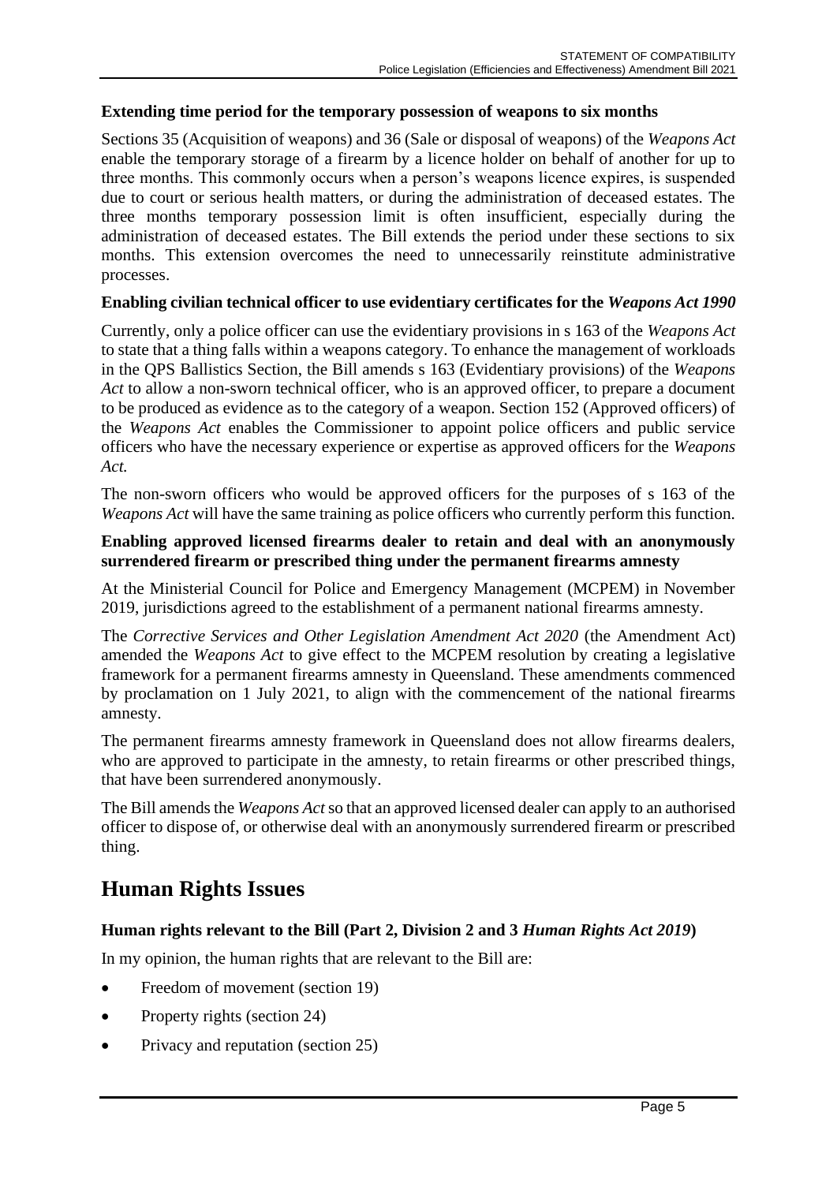**Extending time period for the temporary possession of weapons to six months**

Sections 35 (Acquisition of weapons) and 36 (Sale or disposal of weapons) of the *Weapons Act* enable the temporary storage of a firearm by a licence holder on behalf of another for up to three months. This commonly occurs when a person's weapons licence expires, is suspended due to court or serious health matters, or during the administration of deceased estates. The three months temporary possession limit is often insufficient, especially during the administration of deceased estates. The Bill extends the period under these sections to six months. This extension overcomes the need to unnecessarily reinstitute administrative processes.

**Enabling civilian technical officer to use evidentiary certificates for the *Weapons Act 1990***

Currently, only a police officer can use the evidentiary provisions in s 163 of the *Weapons Act* to state that a thing falls within a weapons category. To enhance the management of workloads in the QPS Ballistics Section, the Bill amends s 163 (Evidentiary provisions) of the *Weapons Act* to allow a non-sworn technical officer, who is an approved officer, to prepare a document to be produced as evidence as to the category of a weapon. Section 152 (Approved officers) of the *Weapons Act* enables the Commissioner to appoint police officers and public service officers who have the necessary experience or expertise as approved officers for the *Weapons Act.*

The non-sworn officers who would be approved officers for the purposes of s 163 of the *Weapons Act* will have the same training as police officers who currently perform this function.

**Enabling approved licensed firearms dealer to retain and deal with an anonymously surrendered firearm or prescribed thing under the permanent firearms amnesty**

At the Ministerial Council for Police and Emergency Management (MCPEM) in November 2019, jurisdictions agreed to the establishment of a permanent national firearms amnesty.

The *Corrective Services and Other Legislation Amendment Act 2020* (the Amendment Act) amended the *Weapons Act* to give effect to the MCPEM resolution by creating a legislative framework for a permanent firearms amnesty in Queensland. These amendments commenced by proclamation on 1 July 2021, to align with the commencement of the national firearms amnesty.

The permanent firearms amnesty framework in Queensland does not allow firearms dealers, who are approved to participate in the amnesty, to retain firearms or other prescribed things, that have been surrendered anonymously.

The Bill amends the *Weapons Act* so that an approved licensed dealer can apply to an authorised officer to dispose of, or otherwise deal with an anonymously surrendered firearm or prescribed thing.

## Human Rights Issues

**Human rights relevant to the Bill (Part 2, Division 2 and 3 *Human Rights Act 2019*)**

In my opinion, the human rights that are relevant to the Bill are:

- Freedom of movement (section 19)
- Property rights (section 24)
- Privacy and reputation (section 25)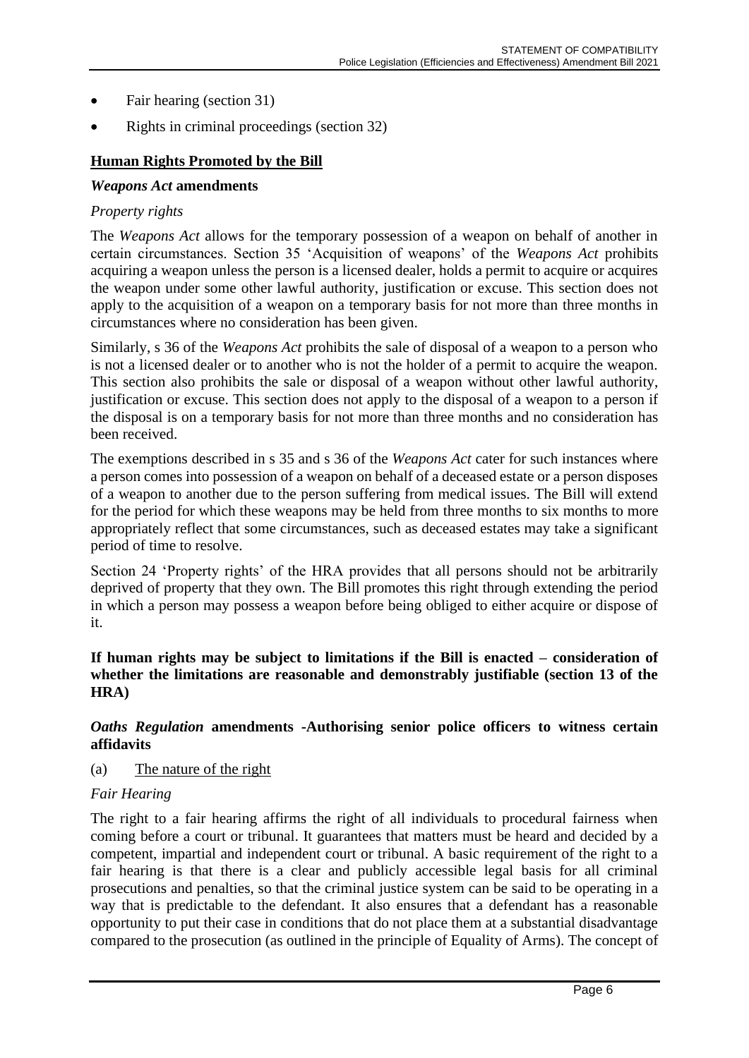- Fair hearing (section 31)
- Rights in criminal proceedings (section 32)

## Human Rights Promoted by the Bill

### *Weapons Act* amendments

*Property rights*

The *Weapons Act* allows for the temporary possession of a weapon on behalf of another in certain circumstances. Section 35 'Acquisition of weapons' of the *Weapons Act* prohibits acquiring a weapon unless the person is a licensed dealer, holds a permit to acquire or acquires the weapon under some other lawful authority, justification or excuse. This section does not apply to the acquisition of a weapon on a temporary basis for not more than three months in circumstances where no consideration has been given.

Similarly, s 36 of the *Weapons Act* prohibits the sale of disposal of a weapon to a person who is not a licensed dealer or to another who is not the holder of a permit to acquire the weapon. This section also prohibits the sale or disposal of a weapon without other lawful authority, justification or excuse. This section does not apply to the disposal of a weapon to a person if the disposal is on a temporary basis for not more than three months and no consideration has been received.

The exemptions described in s 35 and s 36 of the *Weapons Act* cater for such instances where a person comes into possession of a weapon on behalf of a deceased estate or a person disposes of a weapon to another due to the person suffering from medical issues. The Bill will extend for the period for which these weapons may be held from three months to six months to more appropriately reflect that some circumstances, such as deceased estates may take a significant period of time to resolve.

Section 24 'Property rights' of the HRA provides that all persons should not be arbitrarily deprived of property that they own. The Bill promotes this right through extending the period in which a person may possess a weapon before being obliged to either acquire or dispose of it.

## If human rights may be subject to limitations if the Bill is enacted – consideration of whether the limitations are reasonable and demonstrably justifiable (section 13 of the HRA)

### *Oaths Regulation* amendments -Authorising senior police officers to witness certain affidavits

(a) The nature of the right

*Fair Hearing*

The right to a fair hearing affirms the right of all individuals to procedural fairness when coming before a court or tribunal. It guarantees that matters must be heard and decided by a competent, impartial and independent court or tribunal. A basic requirement of the right to a fair hearing is that there is a clear and publicly accessible legal basis for all criminal prosecutions and penalties, so that the criminal justice system can be said to be operating in a way that is predictable to the defendant. It also ensures that a defendant has a reasonable opportunity to put their case in conditions that do not place them at a substantial disadvantage compared to the prosecution (as outlined in the principle of Equality of Arms). The concept of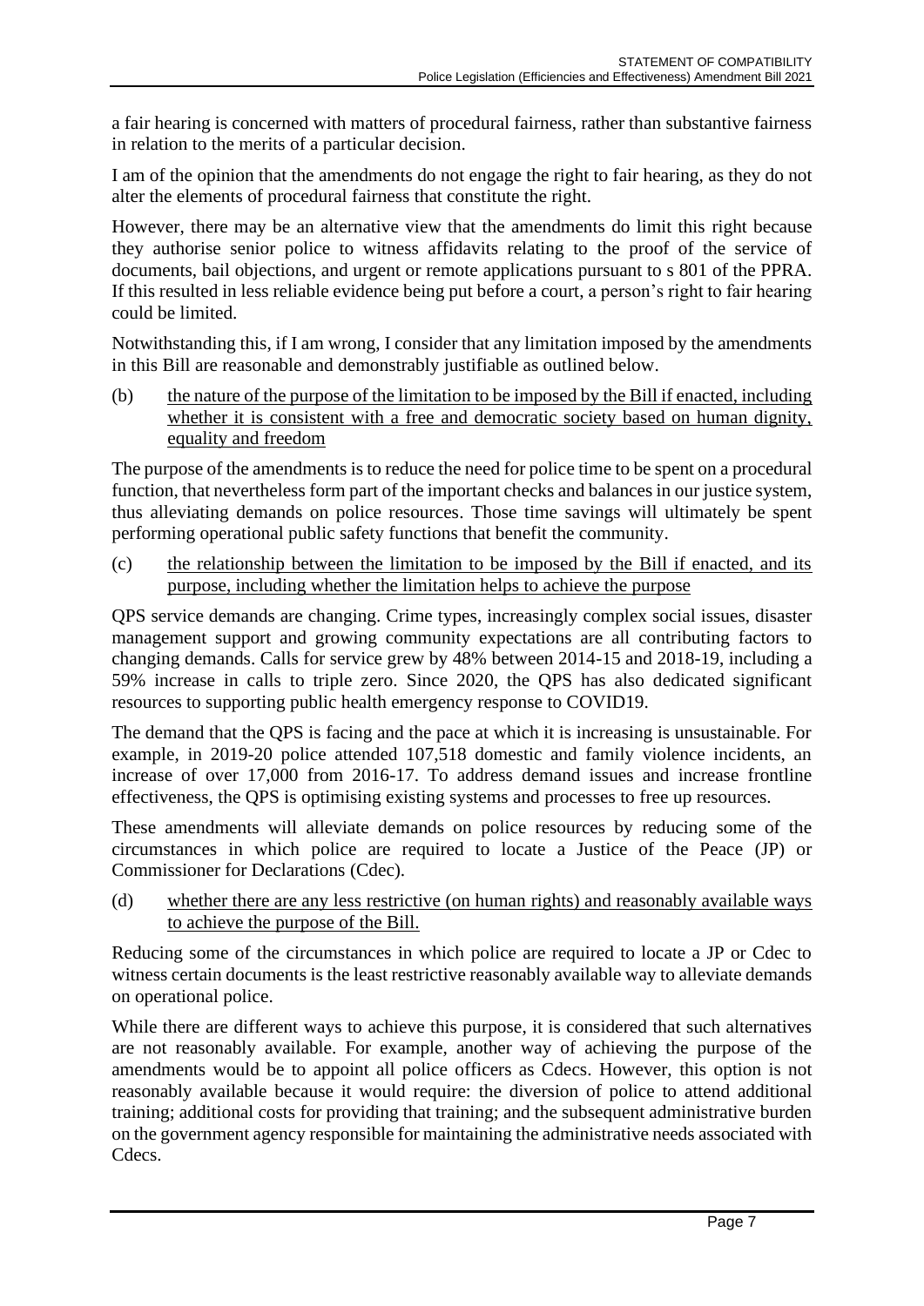a fair hearing is concerned with matters of procedural fairness, rather than substantive fairness in relation to the merits of a particular decision.

I am of the opinion that the amendments do not engage the right to fair hearing, as they do not alter the elements of procedural fairness that constitute the right.

However, there may be an alternative view that the amendments do limit this right because they authorise senior police to witness affidavits relating to the proof of the service of documents, bail objections, and urgent or remote applications pursuant to s 801 of the PPRA. If this resulted in less reliable evidence being put before a court, a person's right to fair hearing could be limited.

Notwithstanding this, if I am wrong, I consider that any limitation imposed by the amendments in this Bill are reasonable and demonstrably justifiable as outlined below.

(b) <u>the nature of the purpose of the limitation to be imposed by the Bill if enacted, including whether it is consistent with a free and democratic society based on human dignity, equality and freedom</u>

The purpose of the amendments is to reduce the need for police time to be spent on a procedural function, that nevertheless form part of the important checks and balances in our justice system, thus alleviating demands on police resources. Those time savings will ultimately be spent performing operational public safety functions that benefit the community.

(c) <u>the relationship between the limitation to be imposed by the Bill if enacted, and its purpose, including whether the limitation helps to achieve the purpose</u>

QPS service demands are changing. Crime types, increasingly complex social issues, disaster management support and growing community expectations are all contributing factors to changing demands. Calls for service grew by 48% between 2014-15 and 2018-19, including a 59% increase in calls to triple zero. Since 2020, the QPS has also dedicated significant resources to supporting public health emergency response to COVID19.

The demand that the QPS is facing and the pace at which it is increasing is unsustainable. For example, in 2019-20 police attended 107,518 domestic and family violence incidents, an increase of over 17,000 from 2016-17. To address demand issues and increase frontline effectiveness, the QPS is optimising existing systems and processes to free up resources.

These amendments will alleviate demands on police resources by reducing some of the circumstances in which police are required to locate a Justice of the Peace (JP) or Commissioner for Declarations (Cdec).

(d) <u>whether there are any less restrictive (on human rights) and reasonably available ways to achieve the purpose of the Bill.</u>

Reducing some of the circumstances in which police are required to locate a JP or Cdec to witness certain documents is the least restrictive reasonably available way to alleviate demands on operational police.

While there are different ways to achieve this purpose, it is considered that such alternatives are not reasonably available. For example, another way of achieving the purpose of the amendments would be to appoint all police officers as Cdecs. However, this option is not reasonably available because it would require: the diversion of police to attend additional training; additional costs for providing that training; and the subsequent administrative burden on the government agency responsible for maintaining the administrative needs associated with Cdecs.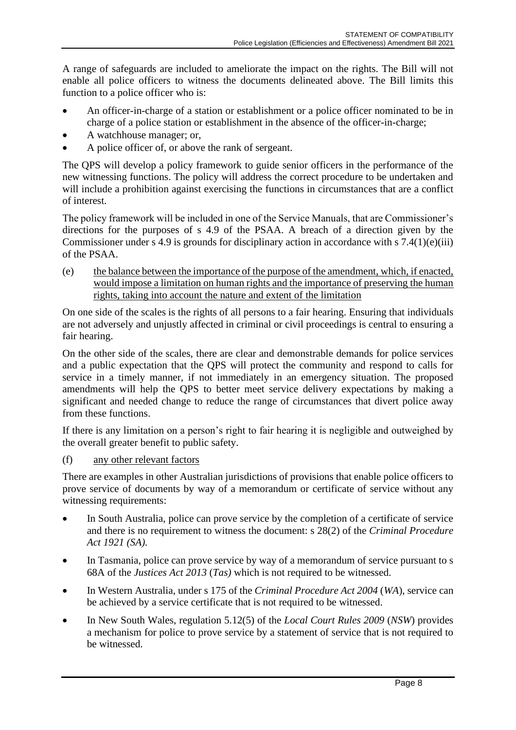A range of safeguards are included to ameliorate the impact on the rights. The Bill will not enable all police officers to witness the documents delineated above. The Bill limits this function to a police officer who is:

- An officer-in-charge of a station or establishment or a police officer nominated to be in charge of a police station or establishment in the absence of the officer-in-charge;
- A watchhouse manager; or,
- A police officer of, or above the rank of sergeant.

The QPS will develop a policy framework to guide senior officers in the performance of the new witnessing functions. The policy will address the correct procedure to be undertaken and will include a prohibition against exercising the functions in circumstances that are a conflict of interest.

The policy framework will be included in one of the Service Manuals, that are Commissioner's directions for the purposes of s 4.9 of the PSAA. A breach of a direction given by the Commissioner under s 4.9 is grounds for disciplinary action in accordance with s 7.4(1)(e)(iii) of the PSAA.

(e) the balance between the importance of the purpose of the amendment, which, if enacted, would impose a limitation on human rights and the importance of preserving the human rights, taking into account the nature and extent of the limitation

On one side of the scales is the rights of all persons to a fair hearing. Ensuring that individuals are not adversely and unjustly affected in criminal or civil proceedings is central to ensuring a fair hearing.

On the other side of the scales, there are clear and demonstrable demands for police services and a public expectation that the QPS will protect the community and respond to calls for service in a timely manner, if not immediately in an emergency situation. The proposed amendments will help the QPS to better meet service delivery expectations by making a significant and needed change to reduce the range of circumstances that divert police away from these functions.

If there is any limitation on a person's right to fair hearing it is negligible and outweighed by the overall greater benefit to public safety.

(f) any other relevant factors

There are examples in other Australian jurisdictions of provisions that enable police officers to prove service of documents by way of a memorandum or certificate of service without any witnessing requirements:

- In South Australia, police can prove service by the completion of a certificate of service and there is no requirement to witness the document: s 28(2) of the *Criminal Procedure Act 1921 (SA).*
- In Tasmania, police can prove service by way of a memorandum of service pursuant to s 68A of the *Justices Act 2013* (*Tas)* which is not required to be witnessed.
- In Western Australia, under s 175 of the *Criminal Procedure Act 2004* (*WA*), service can be achieved by a service certificate that is not required to be witnessed.
- In New South Wales, regulation 5.12(5) of the *Local Court Rules 2009* (*NSW*) provides a mechanism for police to prove service by a statement of service that is not required to be witnessed.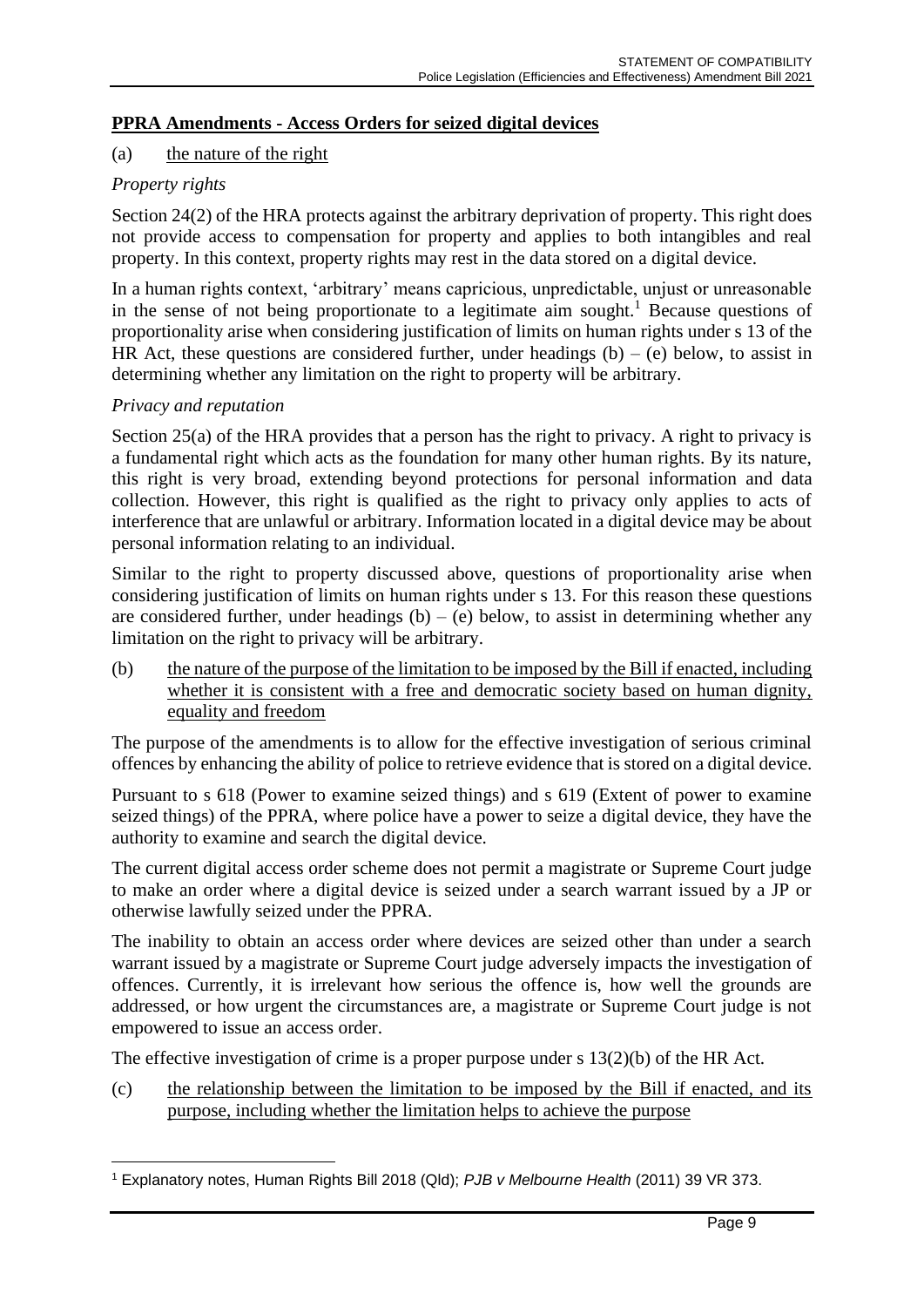**PPRA Amendments - Access Orders for seized digital devices**

(a) the nature of the right

*Property rights*

Section 24(2) of the HRA protects against the arbitrary deprivation of property. This right does not provide access to compensation for property and applies to both intangibles and real property. In this context, property rights may rest in the data stored on a digital device.

In a human rights context, 'arbitrary' means capricious, unpredictable, unjust or unreasonable in the sense of not being proportionate to a legitimate aim sought.[1] Because questions of proportionality arise when considering justification of limits on human rights under s 13 of the HR Act, these questions are considered further, under headings (b) – (e) below, to assist in determining whether any limitation on the right to property will be arbitrary.

*Privacy and reputation*

Section 25(a) of the HRA provides that a person has the right to privacy. A right to privacy is a fundamental right which acts as the foundation for many other human rights. By its nature, this right is very broad, extending beyond protections for personal information and data collection. However, this right is qualified as the right to privacy only applies to acts of interference that are unlawful or arbitrary. Information located in a digital device may be about personal information relating to an individual.

Similar to the right to property discussed above, questions of proportionality arise when considering justification of limits on human rights under s 13. For this reason these questions are considered further, under headings (b) – (e) below, to assist in determining whether any limitation on the right to privacy will be arbitrary.

(b) the nature of the purpose of the limitation to be imposed by the Bill if enacted, including whether it is consistent with a free and democratic society based on human dignity, equality and freedom

The purpose of the amendments is to allow for the effective investigation of serious criminal offences by enhancing the ability of police to retrieve evidence that is stored on a digital device.

Pursuant to s 618 (Power to examine seized things) and s 619 (Extent of power to examine seized things) of the PPRA, where police have a power to seize a digital device, they have the authority to examine and search the digital device.

The current digital access order scheme does not permit a magistrate or Supreme Court judge to make an order where a digital device is seized under a search warrant issued by a JP or otherwise lawfully seized under the PPRA.

The inability to obtain an access order where devices are seized other than under a search warrant issued by a magistrate or Supreme Court judge adversely impacts the investigation of offences. Currently, it is irrelevant how serious the offence is, how well the grounds are addressed, or how urgent the circumstances are, a magistrate or Supreme Court judge is not empowered to issue an access order.

The effective investigation of crime is a proper purpose under s 13(2)(b) of the HR Act.

(c) the relationship between the limitation to be imposed by the Bill if enacted, and its purpose, including whether the limitation helps to achieve the purpose

[1] Explanatory notes, Human Rights Bill 2018 (Qld); *PJB v Melbourne Health* (2011) 39 VR 373.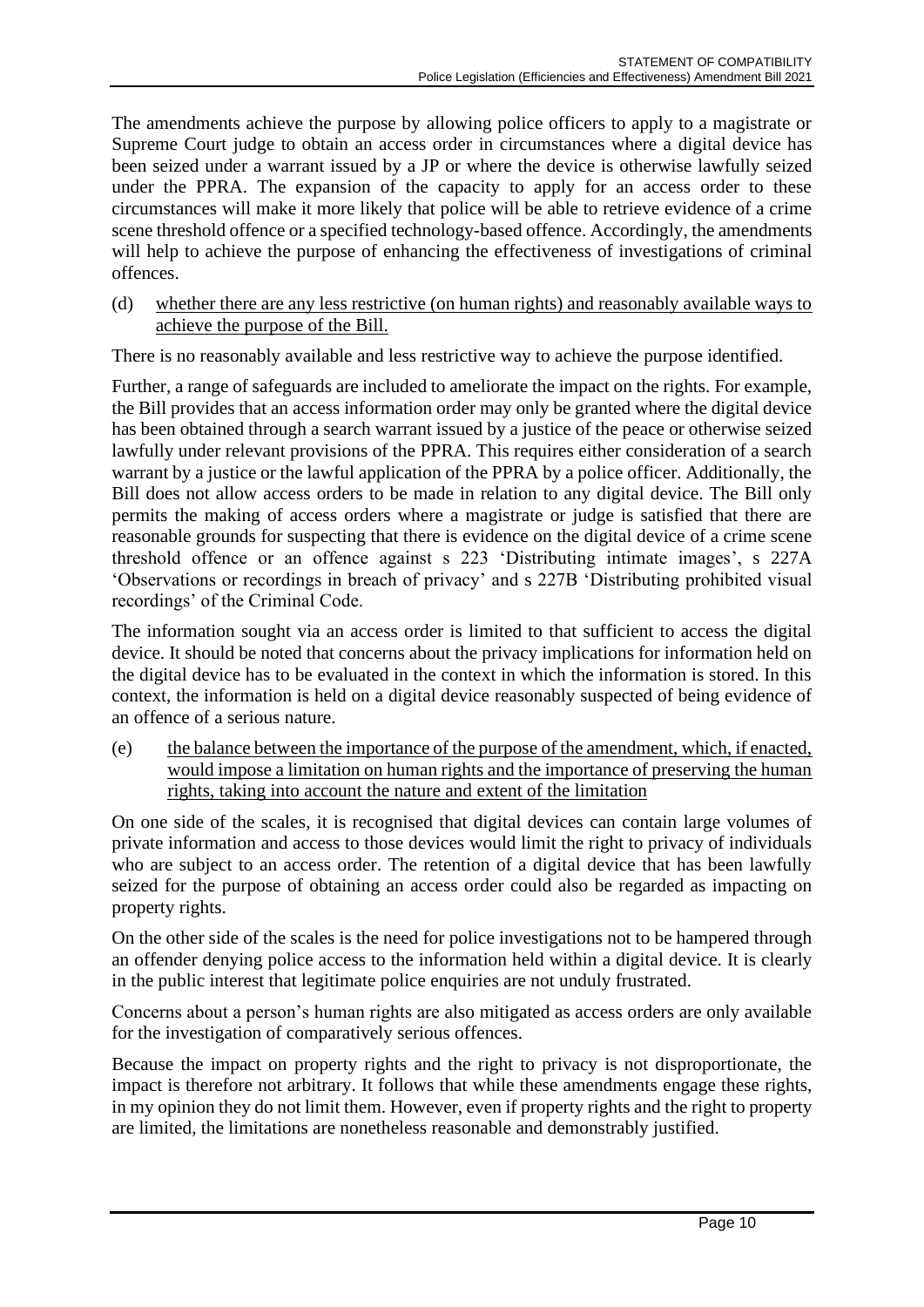The amendments achieve the purpose by allowing police officers to apply to a magistrate or Supreme Court judge to obtain an access order in circumstances where a digital device has been seized under a warrant issued by a JP or where the device is otherwise lawfully seized under the PPRA. The expansion of the capacity to apply for an access order to these circumstances will make it more likely that police will be able to retrieve evidence of a crime scene threshold offence or a specified technology-based offence. Accordingly, the amendments will help to achieve the purpose of enhancing the effectiveness of investigations of criminal offences.

(d) <u>whether there are any less restrictive (on human rights) and reasonably available ways to achieve the purpose of the Bill.</u>

There is no reasonably available and less restrictive way to achieve the purpose identified.

Further, a range of safeguards are included to ameliorate the impact on the rights. For example, the Bill provides that an access information order may only be granted where the digital device has been obtained through a search warrant issued by a justice of the peace or otherwise seized lawfully under relevant provisions of the PPRA. This requires either consideration of a search warrant by a justice or the lawful application of the PPRA by a police officer. Additionally, the Bill does not allow access orders to be made in relation to any digital device. The Bill only permits the making of access orders where a magistrate or judge is satisfied that there are reasonable grounds for suspecting that there is evidence on the digital device of a crime scene threshold offence or an offence against s 223 'Distributing intimate images', s 227A 'Observations or recordings in breach of privacy' and s 227B 'Distributing prohibited visual recordings' of the Criminal Code.

The information sought via an access order is limited to that sufficient to access the digital device. It should be noted that concerns about the privacy implications for information held on the digital device has to be evaluated in the context in which the information is stored. In this context, the information is held on a digital device reasonably suspected of being evidence of an offence of a serious nature.

(e) <u>the balance between the importance of the purpose of the amendment, which, if enacted, would impose a limitation on human rights and the importance of preserving the human rights, taking into account the nature and extent of the limitation</u>

On one side of the scales, it is recognised that digital devices can contain large volumes of private information and access to those devices would limit the right to privacy of individuals who are subject to an access order. The retention of a digital device that has been lawfully seized for the purpose of obtaining an access order could also be regarded as impacting on property rights.

On the other side of the scales is the need for police investigations not to be hampered through an offender denying police access to the information held within a digital device. It is clearly in the public interest that legitimate police enquiries are not unduly frustrated.

Concerns about a person's human rights are also mitigated as access orders are only available for the investigation of comparatively serious offences.

Because the impact on property rights and the right to privacy is not disproportionate, the impact is therefore not arbitrary. It follows that while these amendments engage these rights, in my opinion they do not limit them. However, even if property rights and the right to property are limited, the limitations are nonetheless reasonable and demonstrably justified.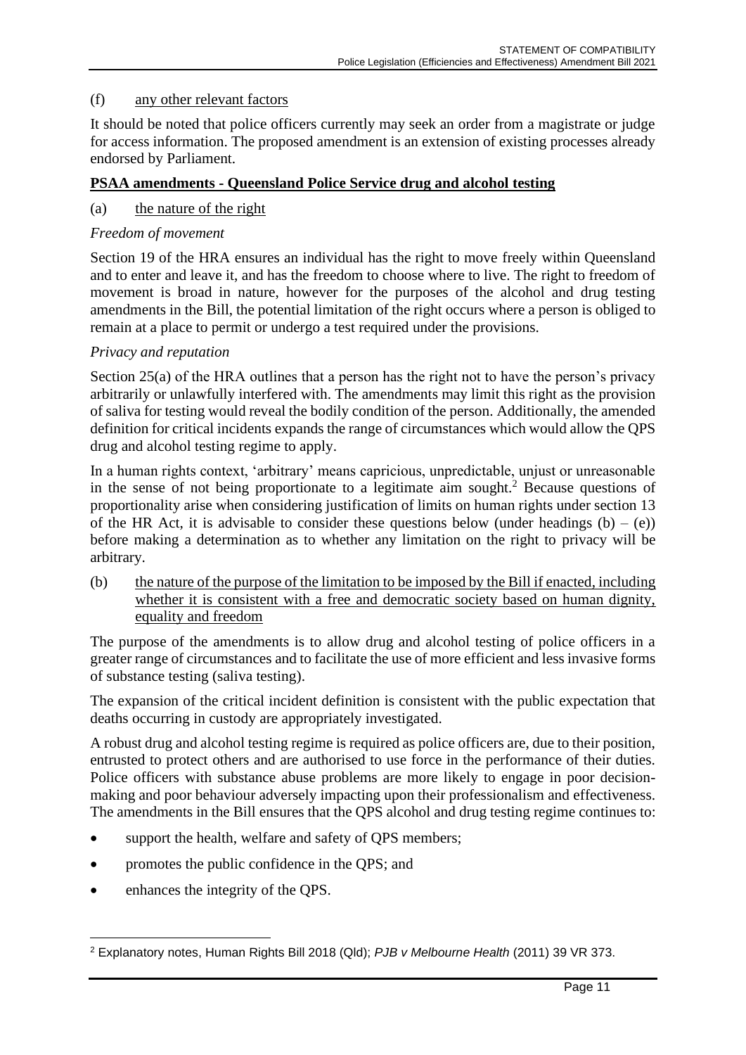(f) <u>any other relevant factors</u>

It should be noted that police officers currently may seek an order from a magistrate or judge for access information. The proposed amendment is an extension of existing processes already endorsed by Parliament.

**<u>PSAA amendments - Queensland Police Service drug and alcohol testing</u>**

(a) <u>the nature of the right</u>

*Freedom of movement*

Section 19 of the HRA ensures an individual has the right to move freely within Queensland and to enter and leave it, and has the freedom to choose where to live. The right to freedom of movement is broad in nature, however for the purposes of the alcohol and drug testing amendments in the Bill, the potential limitation of the right occurs where a person is obliged to remain at a place to permit or undergo a test required under the provisions.

*Privacy and reputation*

Section 25(a) of the HRA outlines that a person has the right not to have the person's privacy arbitrarily or unlawfully interfered with. The amendments may limit this right as the provision of saliva for testing would reveal the bodily condition of the person. Additionally, the amended definition for critical incidents expands the range of circumstances which would allow the QPS drug and alcohol testing regime to apply.

In a human rights context, 'arbitrary' means capricious, unpredictable, unjust or unreasonable in the sense of not being proportionate to a legitimate aim sought.[2] Because questions of proportionality arise when considering justification of limits on human rights under section 13 of the HR Act, it is advisable to consider these questions below (under headings (b) – (e)) before making a determination as to whether any limitation on the right to privacy will be arbitrary.

(b) <u>the nature of the purpose of the limitation to be imposed by the Bill if enacted, including whether it is consistent with a free and democratic society based on human dignity, equality and freedom</u>

The purpose of the amendments is to allow drug and alcohol testing of police officers in a greater range of circumstances and to facilitate the use of more efficient and less invasive forms of substance testing (saliva testing).

The expansion of the critical incident definition is consistent with the public expectation that deaths occurring in custody are appropriately investigated.

A robust drug and alcohol testing regime is required as police officers are, due to their position, entrusted to protect others and are authorised to use force in the performance of their duties. Police officers with substance abuse problems are more likely to engage in poor decision-making and poor behaviour adversely impacting upon their professionalism and effectiveness. The amendments in the Bill ensures that the QPS alcohol and drug testing regime continues to:

- support the health, welfare and safety of QPS members;
- promotes the public confidence in the QPS; and
- enhances the integrity of the QPS.

---

[2] Explanatory notes, Human Rights Bill 2018 (Qld); *PJB v Melbourne Health* (2011) 39 VR 373.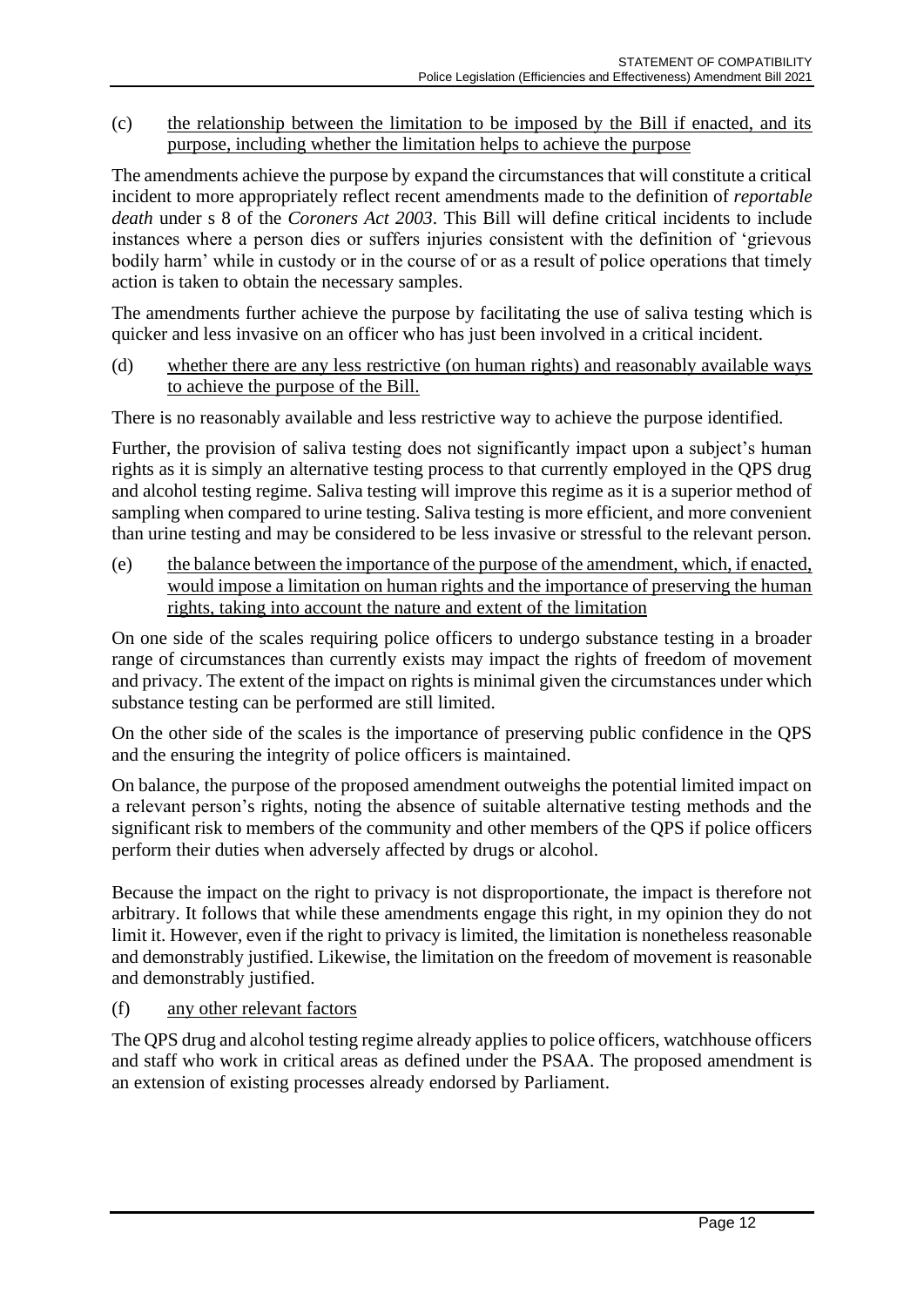(c) <u>the relationship between the limitation to be imposed by the Bill if enacted, and its purpose, including whether the limitation helps to achieve the purpose</u>

The amendments achieve the purpose by expand the circumstances that will constitute a critical incident to more appropriately reflect recent amendments made to the definition of *reportable death* under s 8 of the *Coroners Act 2003*. This Bill will define critical incidents to include instances where a person dies or suffers injuries consistent with the definition of 'grievous bodily harm' while in custody or in the course of or as a result of police operations that timely action is taken to obtain the necessary samples.

The amendments further achieve the purpose by facilitating the use of saliva testing which is quicker and less invasive on an officer who has just been involved in a critical incident.

(d) <u>whether there are any less restrictive (on human rights) and reasonably available ways to achieve the purpose of the Bill.</u>

There is no reasonably available and less restrictive way to achieve the purpose identified.

Further, the provision of saliva testing does not significantly impact upon a subject's human rights as it is simply an alternative testing process to that currently employed in the QPS drug and alcohol testing regime. Saliva testing will improve this regime as it is a superior method of sampling when compared to urine testing. Saliva testing is more efficient, and more convenient than urine testing and may be considered to be less invasive or stressful to the relevant person.

(e) <u>the balance between the importance of the purpose of the amendment, which, if enacted, would impose a limitation on human rights and the importance of preserving the human rights, taking into account the nature and extent of the limitation</u>

On one side of the scales requiring police officers to undergo substance testing in a broader range of circumstances than currently exists may impact the rights of freedom of movement and privacy. The extent of the impact on rights is minimal given the circumstances under which substance testing can be performed are still limited.

On the other side of the scales is the importance of preserving public confidence in the QPS and the ensuring the integrity of police officers is maintained.

On balance, the purpose of the proposed amendment outweighs the potential limited impact on a relevant person's rights, noting the absence of suitable alternative testing methods and the significant risk to members of the community and other members of the QPS if police officers perform their duties when adversely affected by drugs or alcohol.

Because the impact on the right to privacy is not disproportionate, the impact is therefore not arbitrary. It follows that while these amendments engage this right, in my opinion they do not limit it. However, even if the right to privacy is limited, the limitation is nonetheless reasonable and demonstrably justified. Likewise, the limitation on the freedom of movement is reasonable and demonstrably justified.

(f) <u>any other relevant factors</u>

The QPS drug and alcohol testing regime already applies to police officers, watchhouse officers and staff who work in critical areas as defined under the PSAA. The proposed amendment is an extension of existing processes already endorsed by Parliament.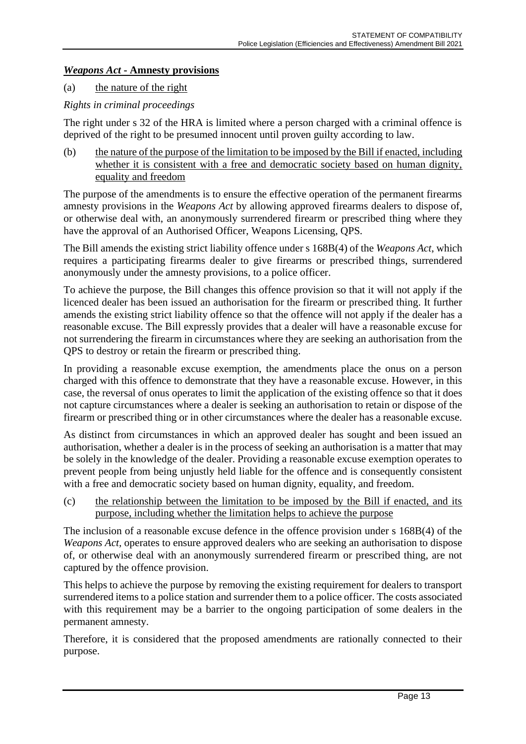## ***Weapons Act* - Amnesty provisions**

(a) <u>the nature of the right</u>

*Rights in criminal proceedings*

The right under s 32 of the HRA is limited where a person charged with a criminal offence is deprived of the right to be presumed innocent until proven guilty according to law.

(b) <u>the nature of the purpose of the limitation to be imposed by the Bill if enacted, including whether it is consistent with a free and democratic society based on human dignity, equality and freedom</u>

The purpose of the amendments is to ensure the effective operation of the permanent firearms amnesty provisions in the *Weapons Act* by allowing approved firearms dealers to dispose of, or otherwise deal with, an anonymously surrendered firearm or prescribed thing where they have the approval of an Authorised Officer, Weapons Licensing, QPS.

The Bill amends the existing strict liability offence under s 168B(4) of the *Weapons Act*, which requires a participating firearms dealer to give firearms or prescribed things, surrendered anonymously under the amnesty provisions, to a police officer.

To achieve the purpose, the Bill changes this offence provision so that it will not apply if the licenced dealer has been issued an authorisation for the firearm or prescribed thing. It further amends the existing strict liability offence so that the offence will not apply if the dealer has a reasonable excuse. The Bill expressly provides that a dealer will have a reasonable excuse for not surrendering the firearm in circumstances where they are seeking an authorisation from the QPS to destroy or retain the firearm or prescribed thing.

In providing a reasonable excuse exemption, the amendments place the onus on a person charged with this offence to demonstrate that they have a reasonable excuse. However, in this case, the reversal of onus operates to limit the application of the existing offence so that it does not capture circumstances where a dealer is seeking an authorisation to retain or dispose of the firearm or prescribed thing or in other circumstances where the dealer has a reasonable excuse.

As distinct from circumstances in which an approved dealer has sought and been issued an authorisation, whether a dealer is in the process of seeking an authorisation is a matter that may be solely in the knowledge of the dealer. Providing a reasonable excuse exemption operates to prevent people from being unjustly held liable for the offence and is consequently consistent with a free and democratic society based on human dignity, equality, and freedom.

(c) <u>the relationship between the limitation to be imposed by the Bill if enacted, and its purpose, including whether the limitation helps to achieve the purpose</u>

The inclusion of a reasonable excuse defence in the offence provision under s 168B(4) of the *Weapons Act*, operates to ensure approved dealers who are seeking an authorisation to dispose of, or otherwise deal with an anonymously surrendered firearm or prescribed thing, are not captured by the offence provision.

This helps to achieve the purpose by removing the existing requirement for dealers to transport surrendered items to a police station and surrender them to a police officer. The costs associated with this requirement may be a barrier to the ongoing participation of some dealers in the permanent amnesty.

Therefore, it is considered that the proposed amendments are rationally connected to their purpose.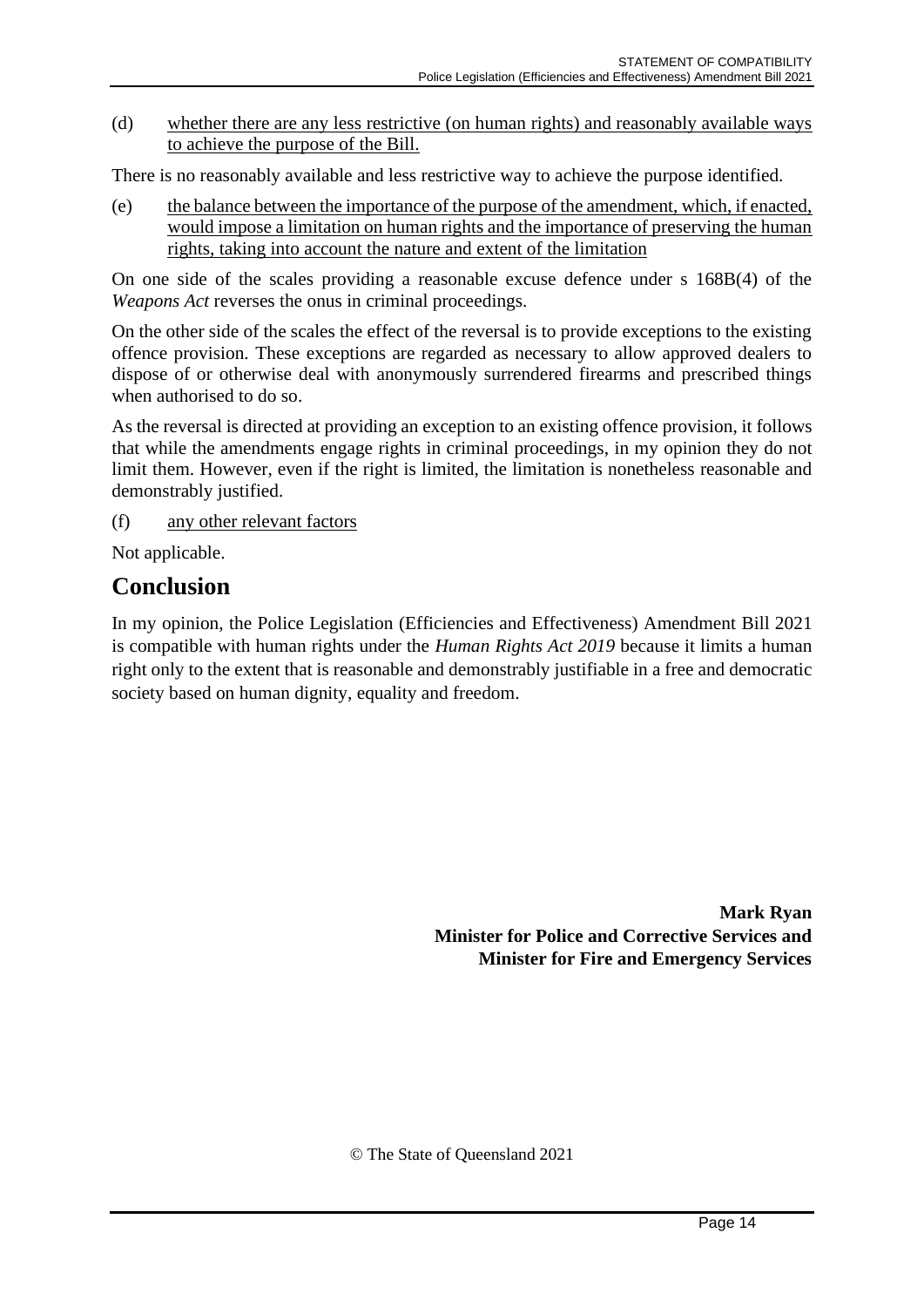(d) whether there are any less restrictive (on human rights) and reasonably available ways to achieve the purpose of the Bill.

There is no reasonably available and less restrictive way to achieve the purpose identified.

(e) the balance between the importance of the purpose of the amendment, which, if enacted, would impose a limitation on human rights and the importance of preserving the human rights, taking into account the nature and extent of the limitation

On one side of the scales providing a reasonable excuse defence under s 168B(4) of the *Weapons Act* reverses the onus in criminal proceedings.

On the other side of the scales the effect of the reversal is to provide exceptions to the existing offence provision. These exceptions are regarded as necessary to allow approved dealers to dispose of or otherwise deal with anonymously surrendered firearms and prescribed things when authorised to do so.

As the reversal is directed at providing an exception to an existing offence provision, it follows that while the amendments engage rights in criminal proceedings, in my opinion they do not limit them. However, even if the right is limited, the limitation is nonetheless reasonable and demonstrably justified.

(f) any other relevant factors

Not applicable.

## Conclusion

In my opinion, the Police Legislation (Efficiencies and Effectiveness) Amendment Bill 2021 is compatible with human rights under the *Human Rights Act 2019* because it limits a human right only to the extent that is reasonable and demonstrably justifiable in a free and democratic society based on human dignity, equality and freedom.

**Mark Ryan**
**Minister for Police and Corrective Services and**
**Minister for Fire and Emergency Services**

© The State of Queensland 2021